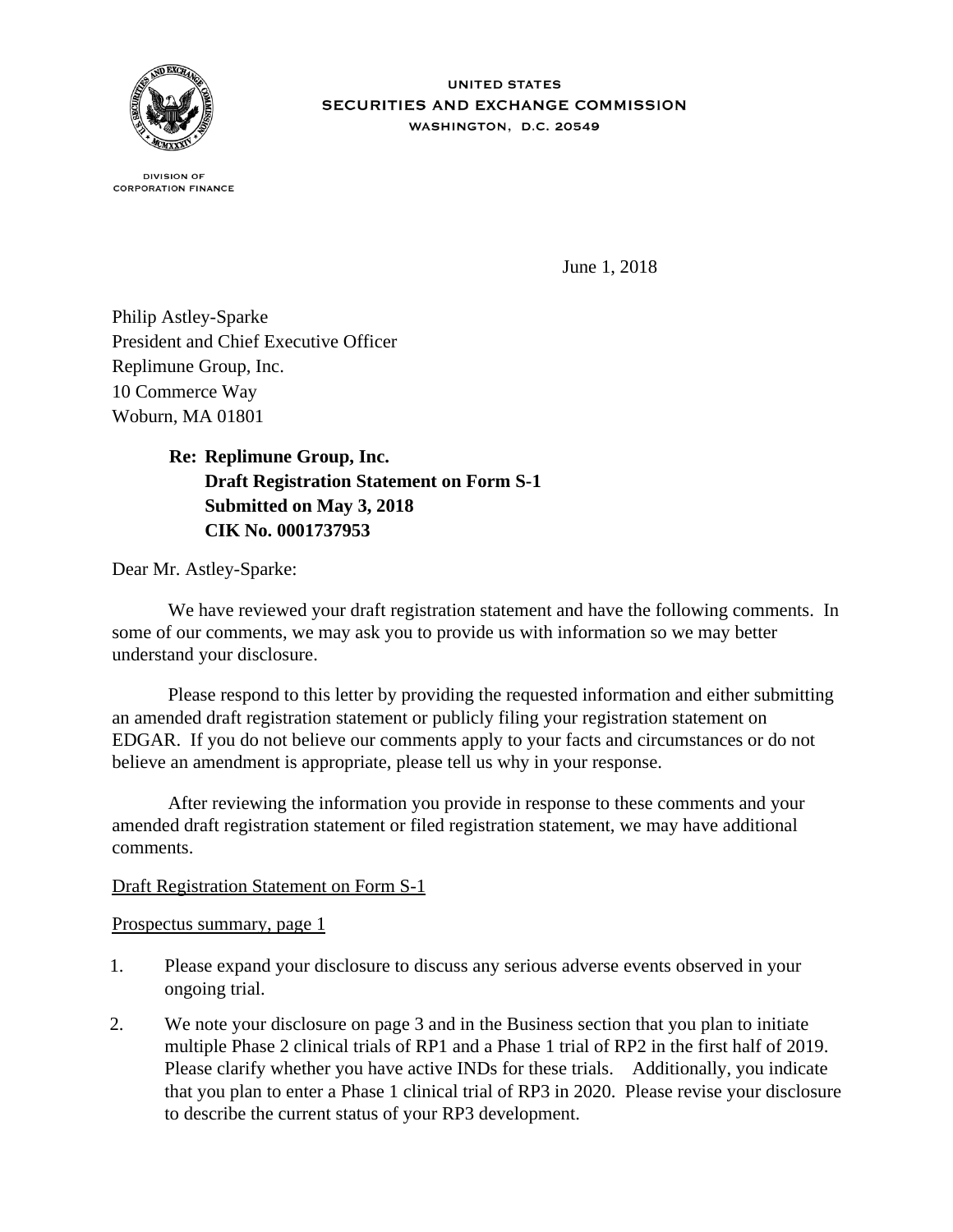UNITED STATES
SECURITIES AND EXCHANGE COMMISSION
WASHINGTON, D.C. 20549

DIVISION OF
CORPORATION FINANCE

June 1, 2018

Philip Astley-Sparke
President and Chief Executive Officer
Replimune Group, Inc.
10 Commerce Way
Woburn, MA 01801

**Re: Replimune Group, Inc.**
**Draft Registration Statement on Form S-1**
**Submitted on May 3, 2018**
**CIK No. 0001737953**

Dear Mr. Astley-Sparke:

We have reviewed your draft registration statement and have the following comments. In some of our comments, we may ask you to provide us with information so we may better understand your disclosure.

Please respond to this letter by providing the requested information and either submitting an amended draft registration statement or publicly filing your registration statement on EDGAR. If you do not believe our comments apply to your facts and circumstances or do not believe an amendment is appropriate, please tell us why in your response.

After reviewing the information you provide in response to these comments and your amended draft registration statement or filed registration statement, we may have additional comments.

Draft Registration Statement on Form S-1

Prospectus summary, page 1

1. Please expand your disclosure to discuss any serious adverse events observed in your ongoing trial.

2. We note your disclosure on page 3 and in the Business section that you plan to initiate multiple Phase 2 clinical trials of RP1 and a Phase 1 trial of RP2 in the first half of 2019. Please clarify whether you have active INDs for these trials. Additionally, you indicate that you plan to enter a Phase 1 clinical trial of RP3 in 2020. Please revise your disclosure to describe the current status of your RP3 development.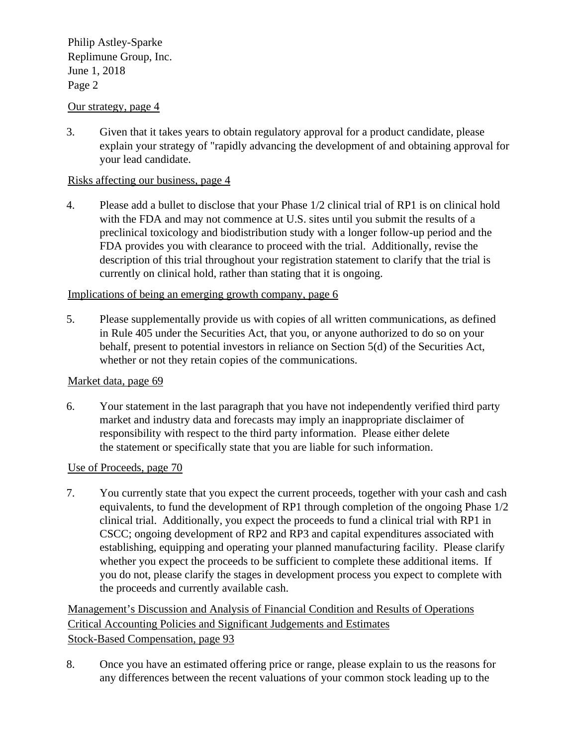Our strategy, page 4

3. Given that it takes years to obtain regulatory approval for a product candidate, please explain your strategy of "rapidly advancing the development of and obtaining approval for your lead candidate.

Risks affecting our business, page 4

4. Please add a bullet to disclose that your Phase 1/2 clinical trial of RP1 is on clinical hold with the FDA and may not commence at U.S. sites until you submit the results of a preclinical toxicology and biodistribution study with a longer follow-up period and the FDA provides you with clearance to proceed with the trial. Additionally, revise the description of this trial throughout your registration statement to clarify that the trial is currently on clinical hold, rather than stating that it is ongoing.

Implications of being an emerging growth company, page 6

5. Please supplementally provide us with copies of all written communications, as defined in Rule 405 under the Securities Act, that you, or anyone authorized to do so on your behalf, present to potential investors in reliance on Section 5(d) of the Securities Act, whether or not they retain copies of the communications.

Market data, page 69

6. Your statement in the last paragraph that you have not independently verified third party market and industry data and forecasts may imply an inappropriate disclaimer of responsibility with respect to the third party information. Please either delete the statement or specifically state that you are liable for such information.

Use of Proceeds, page 70

7. You currently state that you expect the current proceeds, together with your cash and cash equivalents, to fund the development of RP1 through completion of the ongoing Phase 1/2 clinical trial. Additionally, you expect the proceeds to fund a clinical trial with RP1 in CSCC; ongoing development of RP2 and RP3 and capital expenditures associated with establishing, equipping and operating your planned manufacturing facility. Please clarify whether you expect the proceeds to be sufficient to complete these additional items. If you do not, please clarify the stages in development process you expect to complete with the proceeds and currently available cash.

Management's Discussion and Analysis of Financial Condition and Results of Operations
Critical Accounting Policies and Significant Judgements and Estimates
Stock-Based Compensation, page 93

8. Once you have an estimated offering price or range, please explain to us the reasons for any differences between the recent valuations of your common stock leading up to the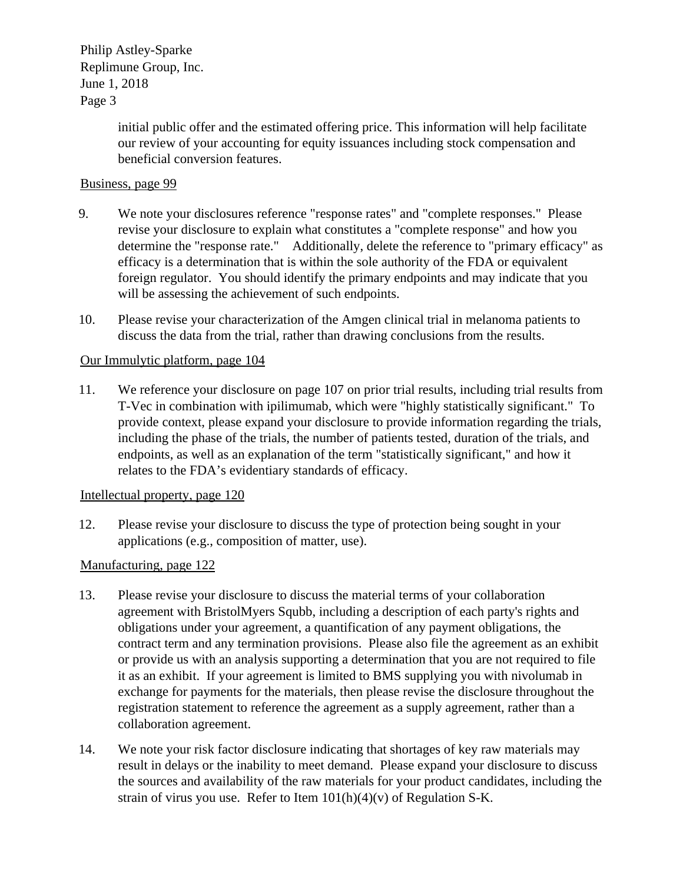initial public offer and the estimated offering price. This information will help facilitate our review of your accounting for equity issuances including stock compensation and beneficial conversion features.

Business, page 99

9. We note your disclosures reference "response rates" and "complete responses." Please revise your disclosure to explain what constitutes a "complete response" and how you determine the "response rate." Additionally, delete the reference to "primary efficacy" as efficacy is a determination that is within the sole authority of the FDA or equivalent foreign regulator. You should identify the primary endpoints and may indicate that you will be assessing the achievement of such endpoints.

10. Please revise your characterization of the Amgen clinical trial in melanoma patients to discuss the data from the trial, rather than drawing conclusions from the results.

Our Immulytic platform, page 104

11. We reference your disclosure on page 107 on prior trial results, including trial results from T-Vec in combination with ipilimumab, which were "highly statistically significant." To provide context, please expand your disclosure to provide information regarding the trials, including the phase of the trials, the number of patients tested, duration of the trials, and endpoints, as well as an explanation of the term "statistically significant," and how it relates to the FDA's evidentiary standards of efficacy.

Intellectual property, page 120

12. Please revise your disclosure to discuss the type of protection being sought in your applications (e.g., composition of matter, use).

Manufacturing, page 122

13. Please revise your disclosure to discuss the material terms of your collaboration agreement with BristolMyers Squibb, including a description of each party's rights and obligations under your agreement, a quantification of any payment obligations, the contract term and any termination provisions. Please also file the agreement as an exhibit or provide us with an analysis supporting a determination that you are not required to file it as an exhibit. If your agreement is limited to BMS supplying you with nivolumab in exchange for payments for the materials, then please revise the disclosure throughout the registration statement to reference the agreement as a supply agreement, rather than a collaboration agreement.

14. We note your risk factor disclosure indicating that shortages of key raw materials may result in delays or the inability to meet demand. Please expand your disclosure to discuss the sources and availability of the raw materials for your product candidates, including the strain of virus you use. Refer to Item 101(h)(4)(v) of Regulation S-K.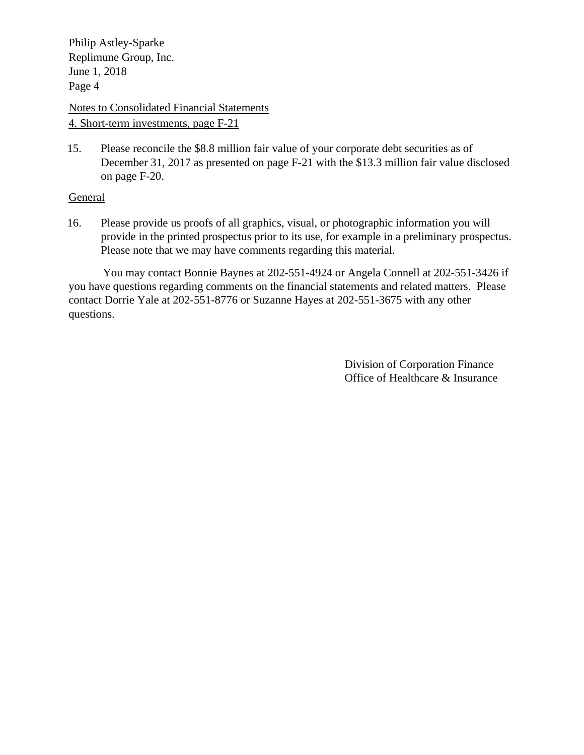Notes to Consolidated Financial Statements
4. Short-term investments, page F-21

15. Please reconcile the $8.8 million fair value of your corporate debt securities as of December 31, 2017 as presented on page F-21 with the $13.3 million fair value disclosed on page F-20.

General

16. Please provide us proofs of all graphics, visual, or photographic information you will provide in the printed prospectus prior to its use, for example in a preliminary prospectus. Please note that we may have comments regarding this material.

You may contact Bonnie Baynes at 202-551-4924 or Angela Connell at 202-551-3426 if you have questions regarding comments on the financial statements and related matters. Please contact Dorrie Yale at 202-551-8776 or Suzanne Hayes at 202-551-3675 with any other questions.

Division of Corporation Finance
Office of Healthcare & Insurance